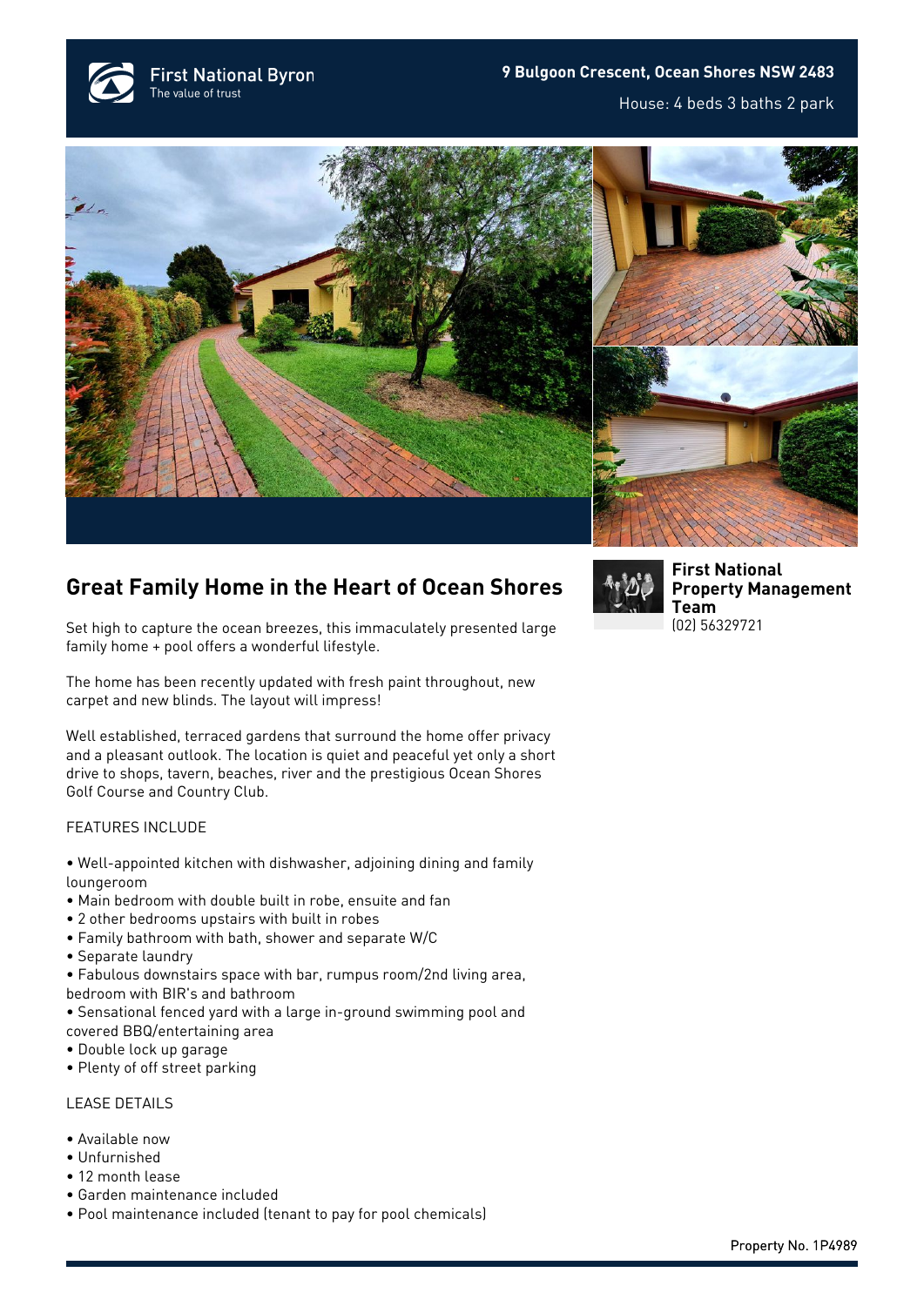First National Byron
The value of trust

**9 Bulgoon Crescent, Ocean Shores NSW 2483**

House: 4 beds 3 baths 2 park

## Great Family Home in the Heart of Ocean Shores

**First National Property Management Team**
(02) 56329721

Set high to capture the ocean breezes, this immaculately presented large family home + pool offers a wonderful lifestyle.

The home has been recently updated with fresh paint throughout, new carpet and new blinds. The layout will impress!

Well established, terraced gardens that surround the home offer privacy and a pleasant outlook. The location is quiet and peaceful yet only a short drive to shops, tavern, beaches, river and the prestigious Ocean Shores Golf Course and Country Club.

FEATURES INCLUDE

- Well-appointed kitchen with dishwasher, adjoining dining and family loungeroom
- Main bedroom with double built in robe, ensuite and fan
- 2 other bedrooms upstairs with built in robes
- Family bathroom with bath, shower and separate W/C
- Separate laundry
- Fabulous downstairs space with bar, rumpus room/2nd living area, bedroom with BIR's and bathroom
- Sensational fenced yard with a large in-ground swimming pool and covered BBQ/entertaining area
- Double lock up garage
- Plenty of off street parking

LEASE DETAILS

- Available now
- Unfurnished
- 12 month lease
- Garden maintenance included
- Pool maintenance included (tenant to pay for pool chemicals)

Property No. 1P4989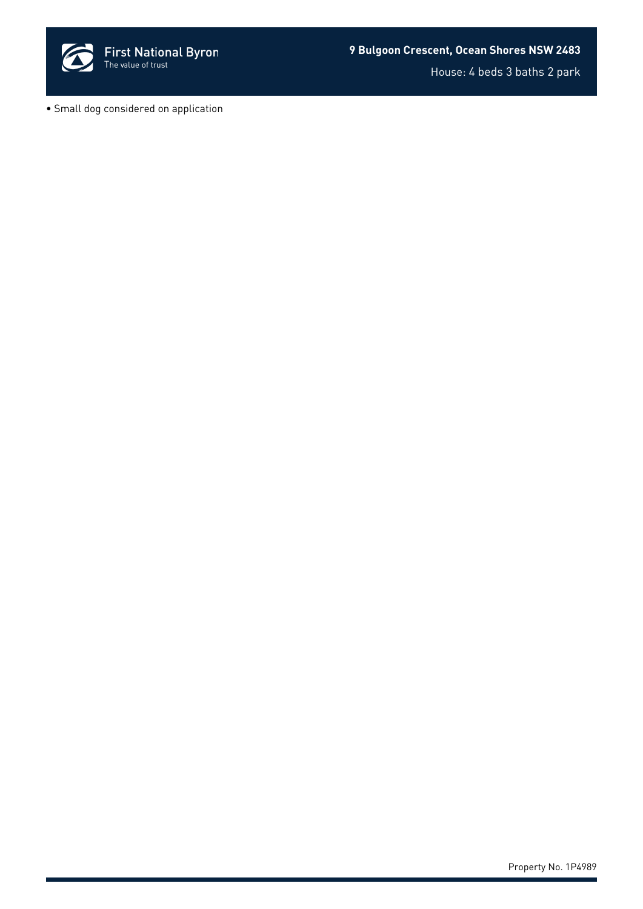• Small dog considered on application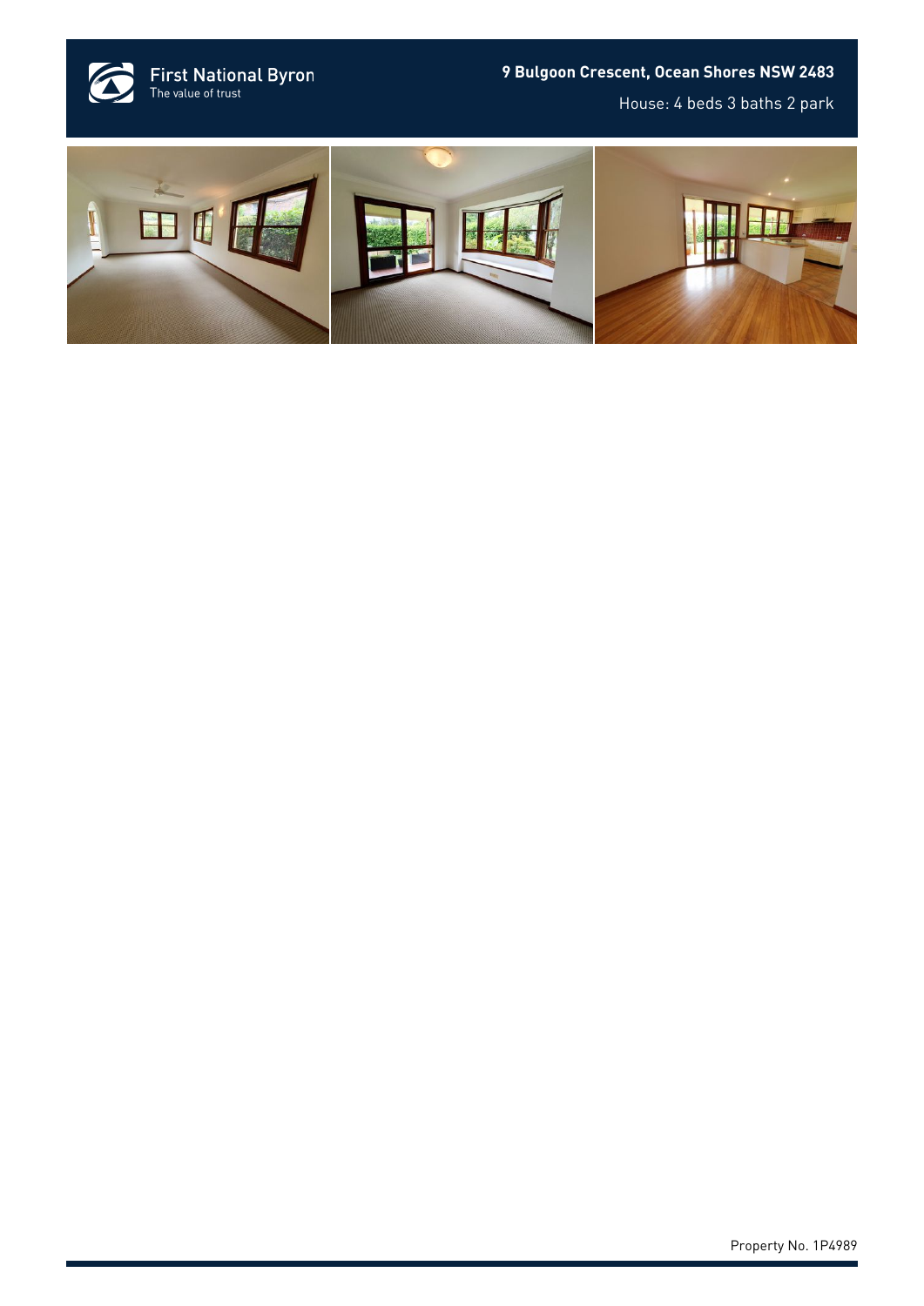First National Byron
The value of trust

**9 Bulgoon Crescent, Ocean Shores NSW 2483**

House: 4 beds 3 baths 2 park

Property No. 1P4989